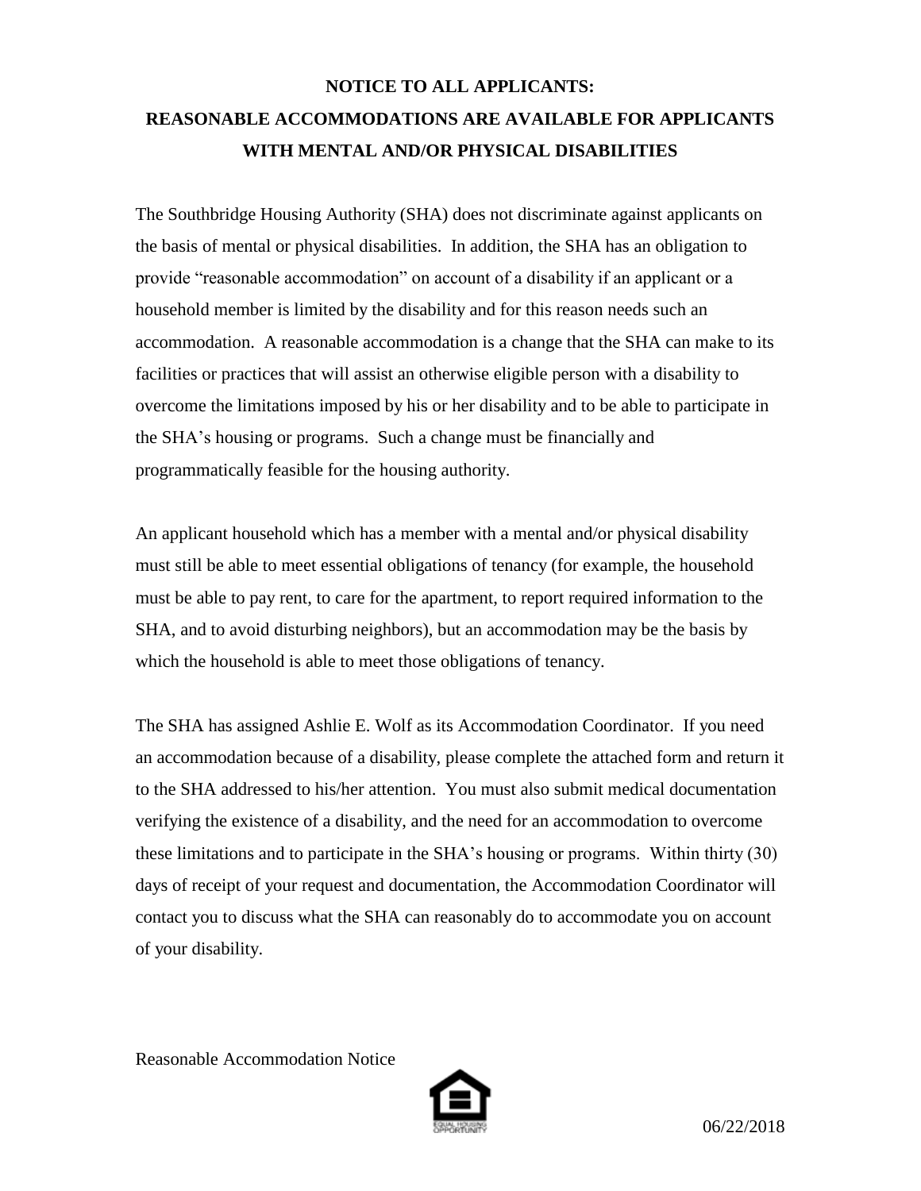# NOTICE TO ALL APPLICANTS:
# REASONABLE ACCOMMODATIONS ARE AVAILABLE FOR APPLICANTS WITH MENTAL AND/OR PHYSICAL DISABILITIES

The Southbridge Housing Authority (SHA) does not discriminate against applicants on the basis of mental or physical disabilities. In addition, the SHA has an obligation to provide "reasonable accommodation" on account of a disability if an applicant or a household member is limited by the disability and for this reason needs such an accommodation. A reasonable accommodation is a change that the SHA can make to its facilities or practices that will assist an otherwise eligible person with a disability to overcome the limitations imposed by his or her disability and to be able to participate in the SHA's housing or programs. Such a change must be financially and programmatically feasible for the housing authority.

An applicant household which has a member with a mental and/or physical disability must still be able to meet essential obligations of tenancy (for example, the household must be able to pay rent, to care for the apartment, to report required information to the SHA, and to avoid disturbing neighbors), but an accommodation may be the basis by which the household is able to meet those obligations of tenancy.

The SHA has assigned Ashlie E. Wolf as its Accommodation Coordinator. If you need an accommodation because of a disability, please complete the attached form and return it to the SHA addressed to his/her attention. You must also submit medical documentation verifying the existence of a disability, and the need for an accommodation to overcome these limitations and to participate in the SHA's housing or programs. Within thirty (30) days of receipt of your request and documentation, the Accommodation Coordinator will contact you to discuss what the SHA can reasonably do to accommodate you on account of your disability.

Reasonable Accommodation Notice

06/22/2018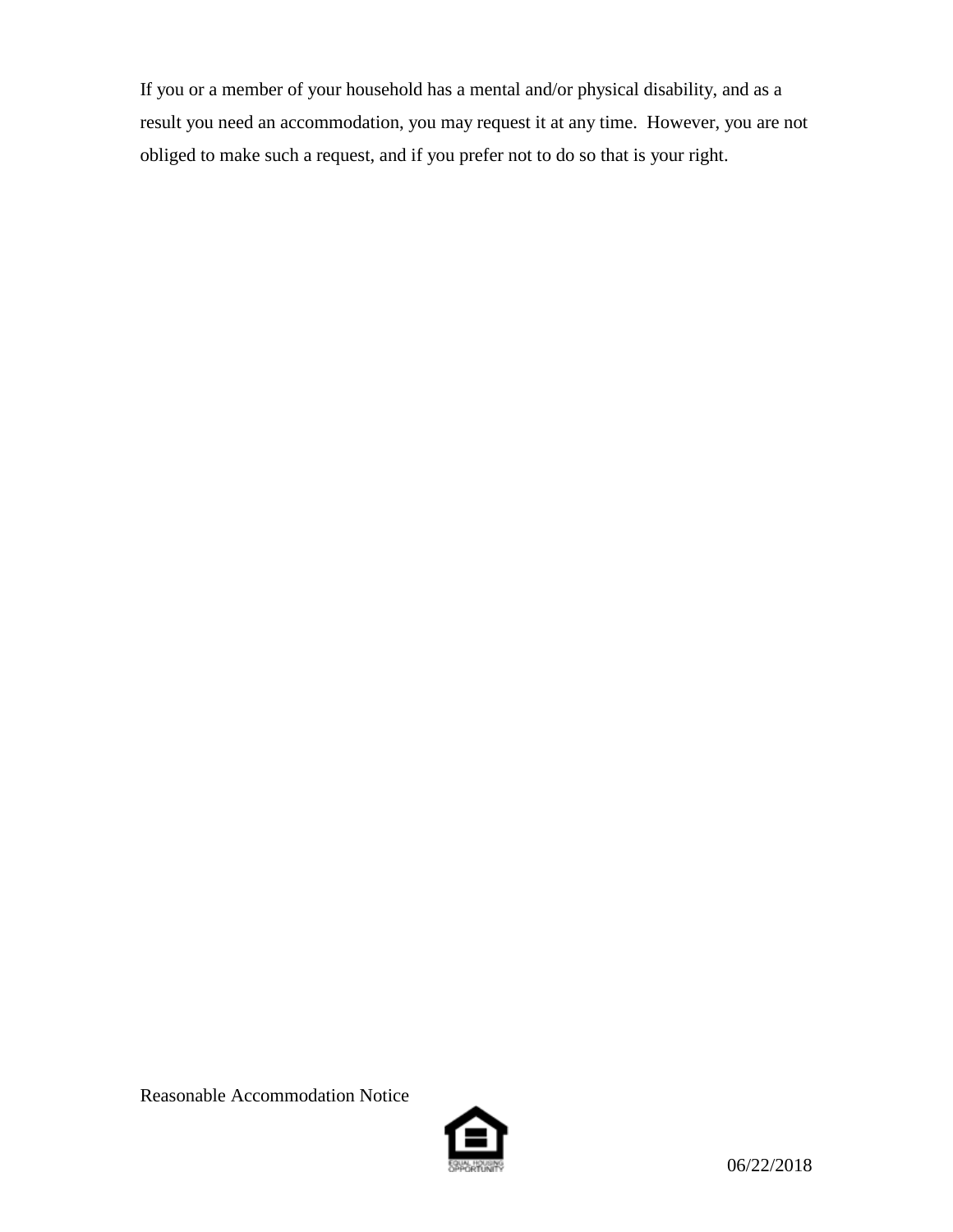If you or a member of your household has a mental and/or physical disability, and as a result you need an accommodation, you may request it at any time. However, you are not obliged to make such a request, and if you prefer not to do so that is your right.